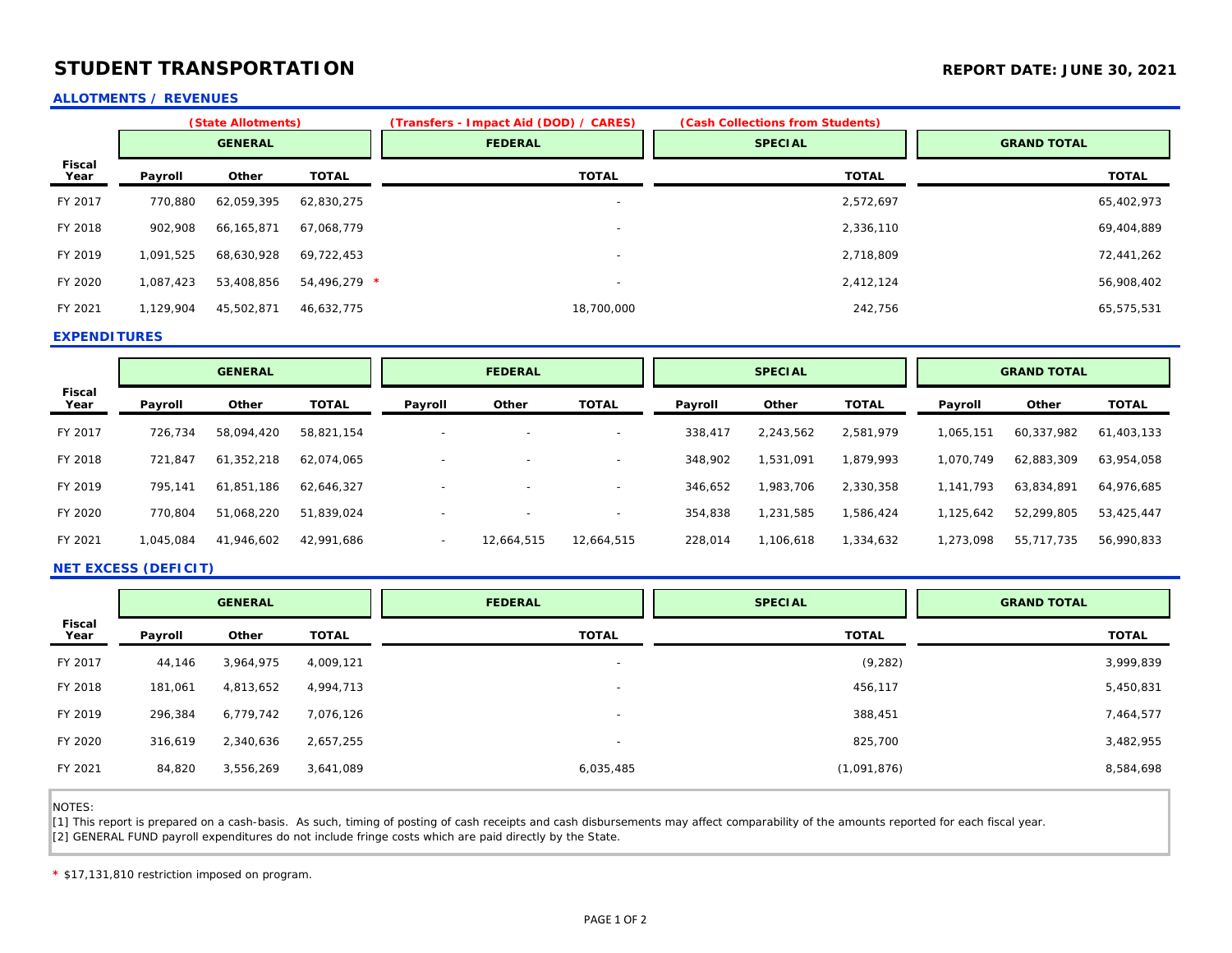# STUDENT TRANSPORTATION

**REPORT DATE: JUNE 30, 2021**

## ALLOTMENTS / REVENUES

| Fiscal Year | GENERAL (State Allotments) | | | FEDERAL (Transfers - Impact Aid (DOD) / CARES) | SPECIAL (Cash Collections from Students) | GRAND TOTAL |
|---|---|---|---|---|---|---|
| | Payroll | Other | TOTAL | TOTAL | TOTAL | TOTAL |
| FY 2017 | 770,880 | 62,059,395 | 62,830,275 | - | 2,572,697 | 65,402,973 |
| FY 2018 | 902,908 | 66,165,871 | 67,068,779 | - | 2,336,110 | 69,404,889 |
| FY 2019 | 1,091,525 | 68,630,928 | 69,722,453 | - | 2,718,809 | 72,441,262 |
| FY 2020 | 1,087,423 | 53,408,856 | 54,496,279 * | - | 2,412,124 | 56,908,402 |
| FY 2021 | 1,129,904 | 45,502,871 | 46,632,775 | 18,700,000 | 242,756 | 65,575,531 |

## EXPENDITURES

| Fiscal Year | GENERAL | | | FEDERAL | | | SPECIAL | | | GRAND TOTAL | | |
|---|---|---|---|---|---|---|---|---|---|---|---|---|
| | Payroll | Other | TOTAL | Payroll | Other | TOTAL | Payroll | Other | TOTAL | Payroll | Other | TOTAL |
| FY 2017 | 726,734 | 58,094,420 | 58,821,154 | - | - | - | 338,417 | 2,243,562 | 2,581,979 | 1,065,151 | 60,337,982 | 61,403,133 |
| FY 2018 | 721,847 | 61,352,218 | 62,074,065 | - | - | - | 348,902 | 1,531,091 | 1,879,993 | 1,070,749 | 62,883,309 | 63,954,058 |
| FY 2019 | 795,141 | 61,851,186 | 62,646,327 | - | - | - | 346,652 | 1,983,706 | 2,330,358 | 1,141,793 | 63,834,891 | 64,976,685 |
| FY 2020 | 770,804 | 51,068,220 | 51,839,024 | - | - | - | 354,838 | 1,231,585 | 1,586,424 | 1,125,642 | 52,299,805 | 53,425,447 |
| FY 2021 | 1,045,084 | 41,946,602 | 42,991,686 | - | 12,664,515 | 12,664,515 | 228,014 | 1,106,618 | 1,334,632 | 1,273,098 | 55,717,735 | 56,990,833 |

## NET EXCESS (DEFICIT)

| Fiscal Year | GENERAL | | | FEDERAL | SPECIAL | GRAND TOTAL |
|---|---|---|---|---|---|---|
| | Payroll | Other | TOTAL | TOTAL | TOTAL | TOTAL |
| FY 2017 | 44,146 | 3,964,975 | 4,009,121 | - | (9,282) | 3,999,839 |
| FY 2018 | 181,061 | 4,813,652 | 4,994,713 | - | 456,117 | 5,450,831 |
| FY 2019 | 296,384 | 6,779,742 | 7,076,126 | - | 388,451 | 7,464,577 |
| FY 2020 | 316,619 | 2,340,636 | 2,657,255 | - | 825,700 | 3,482,955 |
| FY 2021 | 84,820 | 3,556,269 | 3,641,089 | 6,035,485 | (1,091,876) | 8,584,698 |

NOTES:

[1] This report is prepared on a cash-basis. As such, timing of posting of cash receipts and cash disbursements may affect comparability of the amounts reported for each fiscal year.

[2] GENERAL FUND payroll expenditures do not include fringe costs which are paid directly by the State.

* $17,131,810 restriction imposed on program.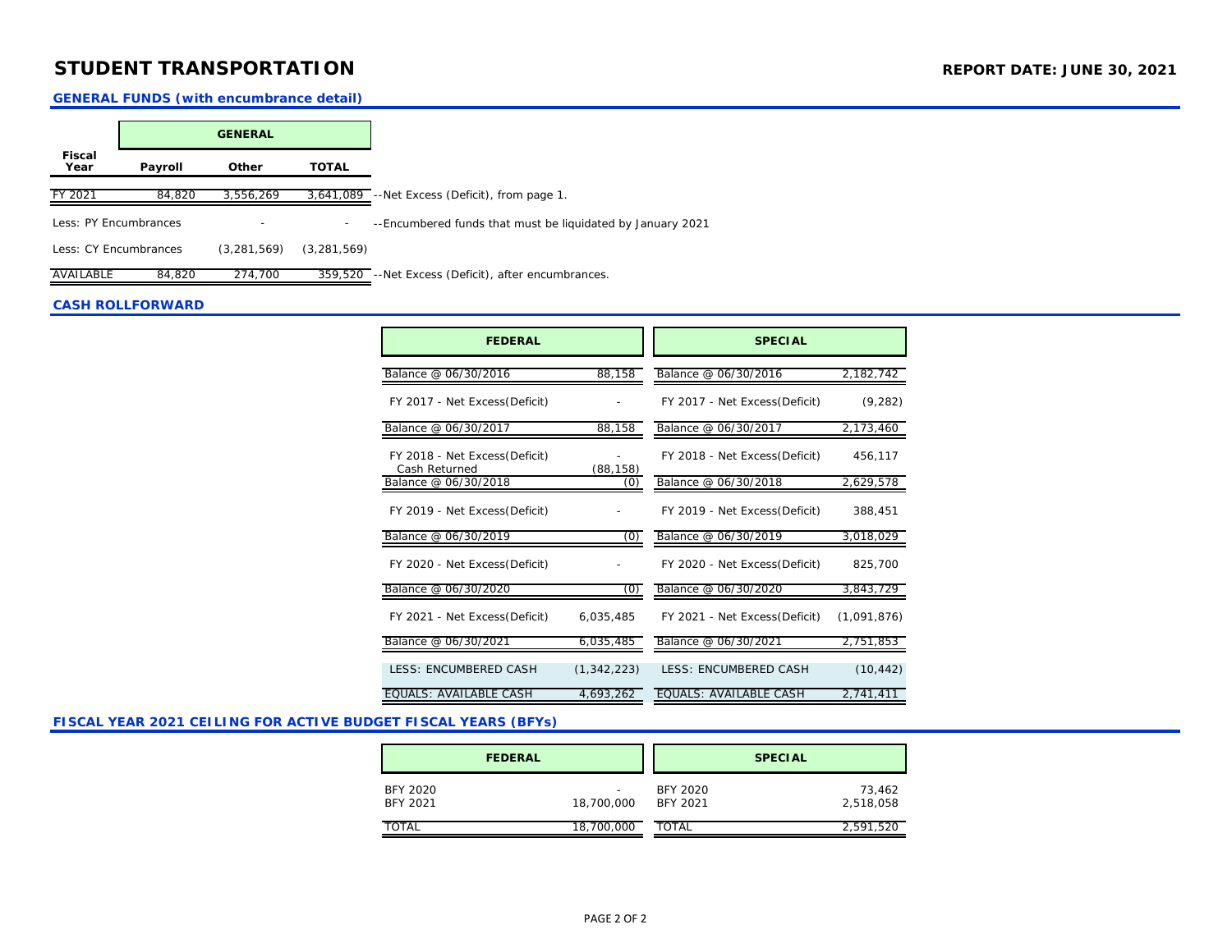# STUDENT TRANSPORTATION

**REPORT DATE: JUNE 30, 2021**

## GENERAL FUNDS (with encumbrance detail)

| Fiscal Year | GENERAL | | | |
|---|---|---|---|---|
| | Payroll | Other | TOTAL | |
| FY 2021 | 84,820 | 3,556,269 | 3,641,089 | --Net Excess (Deficit), from page 1. |
| Less: PY Encumbrances | | - | - | --Encumbered funds that must be liquidated by January 2021 |
| Less: CY Encumbrances | | (3,281,569) | (3,281,569) | |
| AVAILABLE | 84,820 | 274,700 | 359,520 | --Net Excess (Deficit), after encumbrances. |

## CASH ROLLFORWARD

| FEDERAL | | SPECIAL | |
|---|---|---|---|
| Balance @ 06/30/2016 | 88,158 | Balance @ 06/30/2016 | 2,182,742 |
| FY 2017 - Net Excess(Deficit) | - | FY 2017 - Net Excess(Deficit) | (9,282) |
| Balance @ 06/30/2017 | 88,158 | Balance @ 06/30/2017 | 2,173,460 |
| FY 2018 - Net Excess(Deficit) | - | FY 2018 - Net Excess(Deficit) | 456,117 |
| Cash Returned | (88,158) | | |
| Balance @ 06/30/2018 | (0) | Balance @ 06/30/2018 | 2,629,578 |
| FY 2019 - Net Excess(Deficit) | - | FY 2019 - Net Excess(Deficit) | 388,451 |
| Balance @ 06/30/2019 | (0) | Balance @ 06/30/2019 | 3,018,029 |
| FY 2020 - Net Excess(Deficit) | - | FY 2020 - Net Excess(Deficit) | 825,700 |
| Balance @ 06/30/2020 | (0) | Balance @ 06/30/2020 | 3,843,729 |
| FY 2021 - Net Excess(Deficit) | 6,035,485 | FY 2021 - Net Excess(Deficit) | (1,091,876) |
| Balance @ 06/30/2021 | 6,035,485 | Balance @ 06/30/2021 | 2,751,853 |
| LESS: ENCUMBERED CASH | (1,342,223) | LESS: ENCUMBERED CASH | (10,442) |
| EQUALS: AVAILABLE CASH | 4,693,262 | EQUALS: AVAILABLE CASH | 2,741,411 |

## FISCAL YEAR 2021 CEILING FOR ACTIVE BUDGET FISCAL YEARS (BFYs)

| FEDERAL | | SPECIAL | |
|---|---|---|---|
| BFY 2020 | - | BFY 2020 | 73,462 |
| BFY 2021 | 18,700,000 | BFY 2021 | 2,518,058 |
| TOTAL | 18,700,000 | TOTAL | 2,591,520 |